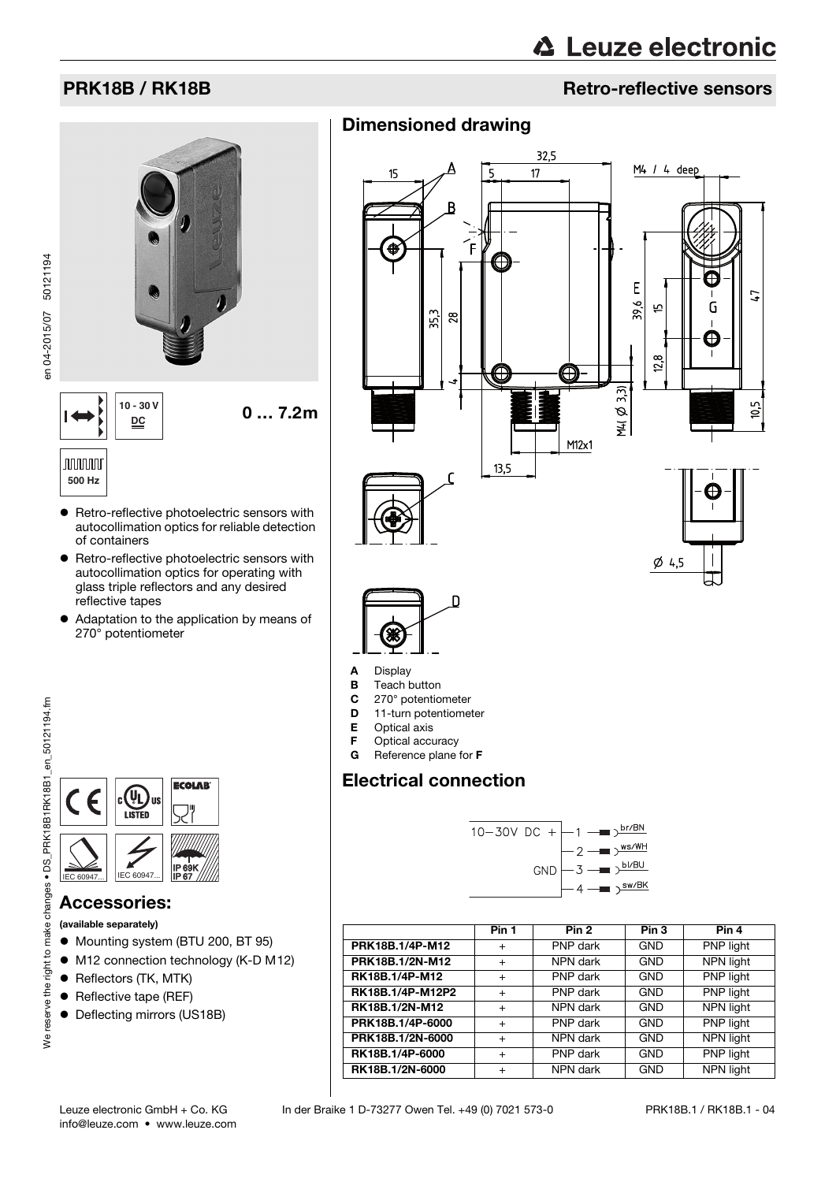# PRK18B / RK18B

## Retro-reflective sensors

10 - 30 V DC

0 … 7.2m

500 Hz

- Retro-reflective photoelectric sensors with autocollimation optics for reliable detection of containers
- Retro-reflective photoelectric sensors with autocollimation optics for operating with glass triple reflectors and any desired reflective tapes
- Adaptation to the application by means of 270° potentiometer

IEC 60947... IEC 60947... IP 69K IP 67

## Accessories:

**(available separately)**

- Mounting system (BTU 200, BT 95)
- M12 connection technology (K-D M12)
- Reflectors (TK, MTK)
- Reflective tape (REF)
- Deflecting mirrors (US18B)

## Dimensioned drawing

- **A** Display
- **B** Teach button
- **C** 270° potentiometer
- **D** 11-turn potentiometer
- **E** Optical axis
- **F** Optical accuracy
- **G** Reference plane for **F**

## Electrical connection

10–30V DC + — 1 — br/BN
2 — ws/WH
GND — 3 — bl/BU
4 — sw/BK

| | Pin 1 | Pin 2 | Pin 3 | Pin 4 |
|---|---|---|---|---|
| **PRK18B.1/4P-M12** | + | PNP dark | GND | PNP light |
| **PRK18B.1/2N-M12** | + | NPN dark | GND | NPN light |
| **RK18B.1/4P-M12** | + | PNP dark | GND | PNP light |
| **RK18B.1/4P-M12P2** | + | PNP dark | GND | PNP light |
| **RK18B.1/2N-M12** | + | NPN dark | GND | NPN light |
| **PRK18B.1/4P-6000** | + | PNP dark | GND | PNP light |
| **PRK18B.1/2N-6000** | + | NPN dark | GND | NPN light |
| **RK18B.1/4P-6000** | + | PNP dark | GND | PNP light |
| **RK18B.1/2N-6000** | + | NPN dark | GND | NPN light |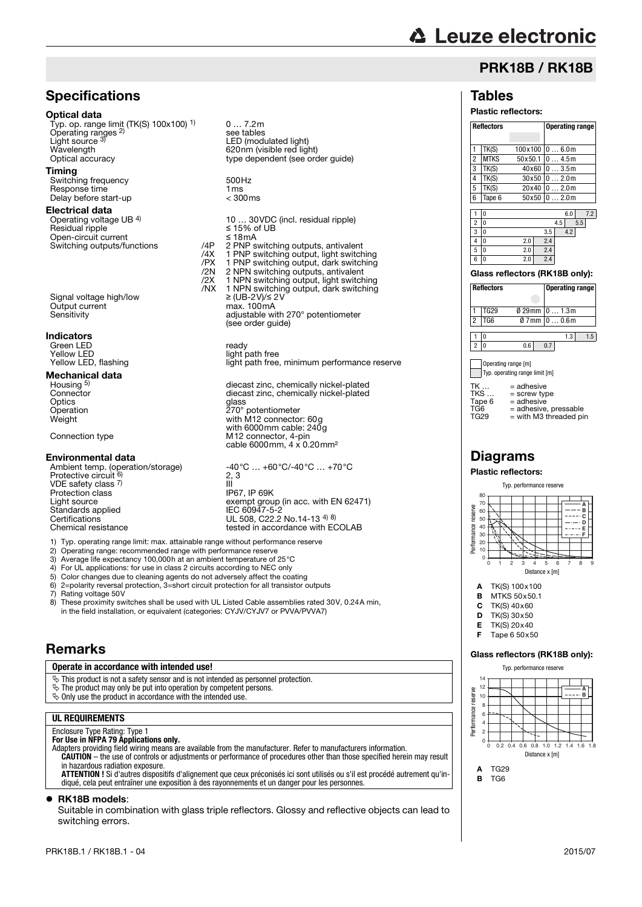# PRK18B / RK18B

## Specifications

### Optical data

| | | |
|---|---|---|
| Typ. op. range limit (TK(S) 100x100) 1) | | 0 … 7.2m |
| Operating ranges 2) | | see tables |
| Light source 3) | | LED (modulated light) |
| Wavelength | | 620nm (visible red light) |
| Optical accuracy | | type dependent (see order guide) |

### Timing

| | | |
|---|---|---|
| Switching frequency | | 500Hz |
| Response time | | 1ms |
| Delay before start-up | | < 300ms |

### Electrical data

| | | |
|---|---|---|
| Operating voltage UB 4) | | 10 … 30VDC (incl. residual ripple) |
| Residual ripple | | ≤ 15% of UB |
| Open-circuit current | | ≤ 18mA |
| Switching outputs/functions | /4P | 2 PNP switching outputs, antivalent |
| | /4X | 1 PNP switching output, light switching |
| | /PX | 1 PNP switching output, dark switching |
| | /2N | 2 NPN switching outputs, antivalent |
| | /2X | 1 NPN switching output, light switching |
| | /NX | 1 NPN switching output, dark switching |
| Signal voltage high/low | | ≥ (UB-2V)/≤ 2V |
| Output current | | max. 100mA |
| Sensitivity | | adjustable with 270° potentiometer (see order guide) |

### Indicators

| | |
|---|---|
| Green LED | ready |
| Yellow LED | light path free |
| Yellow LED, flashing | light path free, minimum performance reserve |

### Mechanical data

| | |
|---|---|
| Housing 5) | diecast zinc, chemically nickel-plated |
| Connector | diecast zinc, chemically nickel-plated |
| Optics | glass |
| Operation | 270° potentiometer |
| Weight | with M12 connector: 60g<br>with 6000mm cable: 240g |
| Connection type | M12 connector, 4-pin<br>cable 6000mm, 4 x 0.20mm² |

### Environmental data

| | |
|---|---|
| Ambient temp. (operation/storage) | -40°C … +60°C/-40°C … +70°C |
| Protective circuit 6) | 2, 3 |
| VDE safety class 7) | III |
| Protection class | IP67, IP 69K |
| Light source | exempt group (in acc. with EN 62471) |
| Standards applied | IEC 60947-5-2 |
| Certifications | UL 508, C22.2 No.14-13 4) 8) |
| Chemical resistance | tested in accordance with ECOLAB |

1) Typ. operating range limit: max. attainable range without performance reserve
2) Operating range: recommended range with performance reserve
3) Average life expectancy 100,000h at an ambient temperature of 25°C
4) For UL applications: for use in class 2 circuits according to NEC only
5) Color changes due to cleaning agents do not adversely affect the coating
6) 2=polarity reversal protection, 3=short circuit protection for all transistor outputs
7) Rating voltage 50V
8) These proximity switches shall be used with UL Listed Cable assemblies rated 30V, 0.24A min, in the field installation, or equivalent (categories: CYJV/CYJV7 or PVVA/PVVA7)

## Tables

**Plastic reflectors:**

| | Reflectors | | Operating range |
|---|---|---|---|
| 1 | TK(S) | 100x100 | 0 … 6.0m |
| 2 | MTKS | 50x50.1 | 0 … 4.5m |
| 3 | TK(S) | 40x60 | 0 … 3.5m |
| 4 | TK(S) | 30x50 | 0 … 2.0m |
| 5 | TK(S) | 20x40 | 0 … 2.0m |
| 6 | Tape 6 | 50x50 | 0 … 2.0m |

| | Operating range [m] | Typ. operating range limit [m] |
|---|---|---|
| 1 | 0 … 6.0 | 7.2 |
| 2 | 0 … 4.5 | 5.5 |
| 3 | 0 … 3.5 | 4.2 |
| 4 | 0 … 2.0 | 2.4 |
| 5 | 0 … 2.0 | 2.4 |
| 6 | 0 … 2.0 | 2.4 |

**Glass reflectors (RK18B only):**

| | Reflectors | | Operating range |
|---|---|---|---|
| 1 | TG29 | Ø 29mm | 0 … 1.3m |
| 2 | TG6 | Ø 7mm | 0 … 0.6m |

| | Operating range [m] | Typ. operating range limit [m] |
|---|---|---|
| 1 | 0 … 1.3 | 1.5 |
| 2 | 0 … 0.6 | 0.7 |

Operating range [m]
Typ. operating range limit [m]

TK … = adhesive
TKS … = screw type
Tape 6 = adhesive
TG6 = adhesive, pressable
TG29 = with M3 threaded pin

## Diagrams

**Plastic reflectors:**

Typ. performance reserve

**A** TK(S) 100x100
**B** MTKS 50x50.1
**C** TK(S) 40x60
**D** TK(S) 30x50
**E** TK(S) 20x40
**F** Tape 6 50x50

**Glass reflectors (RK18B only):**

Typ. performance reserve

**A** TG29
**B** TG6

## Remarks

**Operate in accordance with intended use!**

- This product is not a safety sensor and is not intended as personnel protection.
- The product may only be put into operation by competent persons.
- Only use the product in accordance with the intended use.

**UL REQUIREMENTS**

Enclosure Type Rating: Type 1
**For Use in NFPA 79 Applications only.**
Adapters providing field wiring means are available from the manufacturer. Refer to manufacturers information.
**CAUTION** – the use of controls or adjustments or performance of procedures other than those specified herein may result in hazardous radiation exposure.
**ATTENTION !** Si d'autres dispositifs d'alignement que ceux préconisés ici sont utilisés ou s'il est procédé autrement qu'indiqué, cela peut entraîner une exposition à des rayonnements et un danger pour les personnes.

- **RK18B models**:
  Suitable in combination with glass triple reflectors. Glossy and reflective objects can lead to switching errors.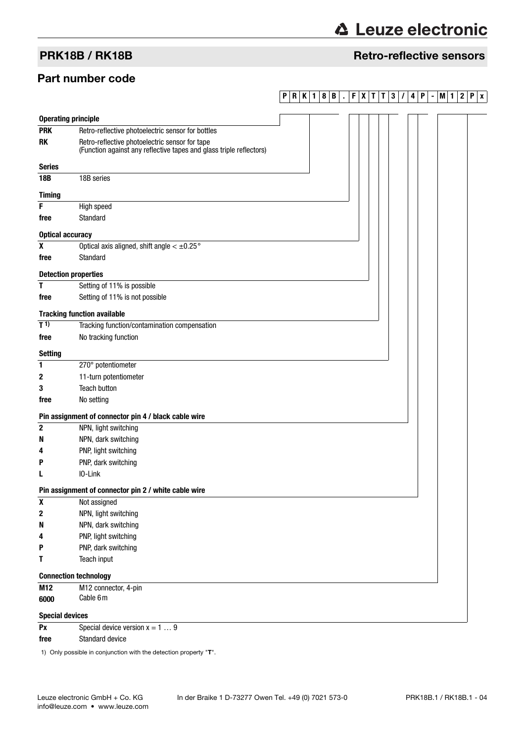## PRK18B / RK18B

## Retro-reflective sensors

## Part number code

`P R K 1 8 B . F X T T 3 / 4 P - M 1 2 P x`

**Operating principle**

| | |
|---|---|
| **PRK** | Retro-reflective photoelectric sensor for bottles |
| **RK** | Retro-reflective photoelectric sensor for tape (Function against any reflective tapes and glass triple reflectors) |

**Series**

| | |
|---|---|
| **18B** | 18B series |

**Timing**

| | |
|---|---|
| **F** | High speed |
| **free** | Standard |

**Optical accuracy**

| | |
|---|---|
| **X** | Optical axis aligned, shift angle < ±0.25° |
| **free** | Standard |

**Detection properties**

| | |
|---|---|
| **T** | Setting of 11% is possible |
| **free** | Setting of 11% is not possible |

**Tracking function available**

| | |
|---|---|
| **T** [1)] | Tracking function/contamination compensation |
| **free** | No tracking function |

**Setting**

| | |
|---|---|
| **1** | 270° potentiometer |
| **2** | 11-turn potentiometer |
| **3** | Teach button |
| **free** | No setting |

**Pin assignment of connector pin 4 / black cable wire**

| | |
|---|---|
| **2** | NPN, light switching |
| **N** | NPN, dark switching |
| **4** | PNP, light switching |
| **P** | PNP, dark switching |
| **L** | IO-Link |

**Pin assignment of connector pin 2 / white cable wire**

| | |
|---|---|
| **X** | Not assigned |
| **2** | NPN, light switching |
| **N** | NPN, dark switching |
| **4** | PNP, light switching |
| **P** | PNP, dark switching |
| **T** | Teach input |

**Connection technology**

| | |
|---|---|
| **M12** | M12 connector, 4-pin |
| **6000** | Cable 6 m |

**Special devices**

| | |
|---|---|
| **Px** | Special device version x = 1 … 9 |
| **free** | Standard device |

1) Only possible in conjunction with the detection property "**T**".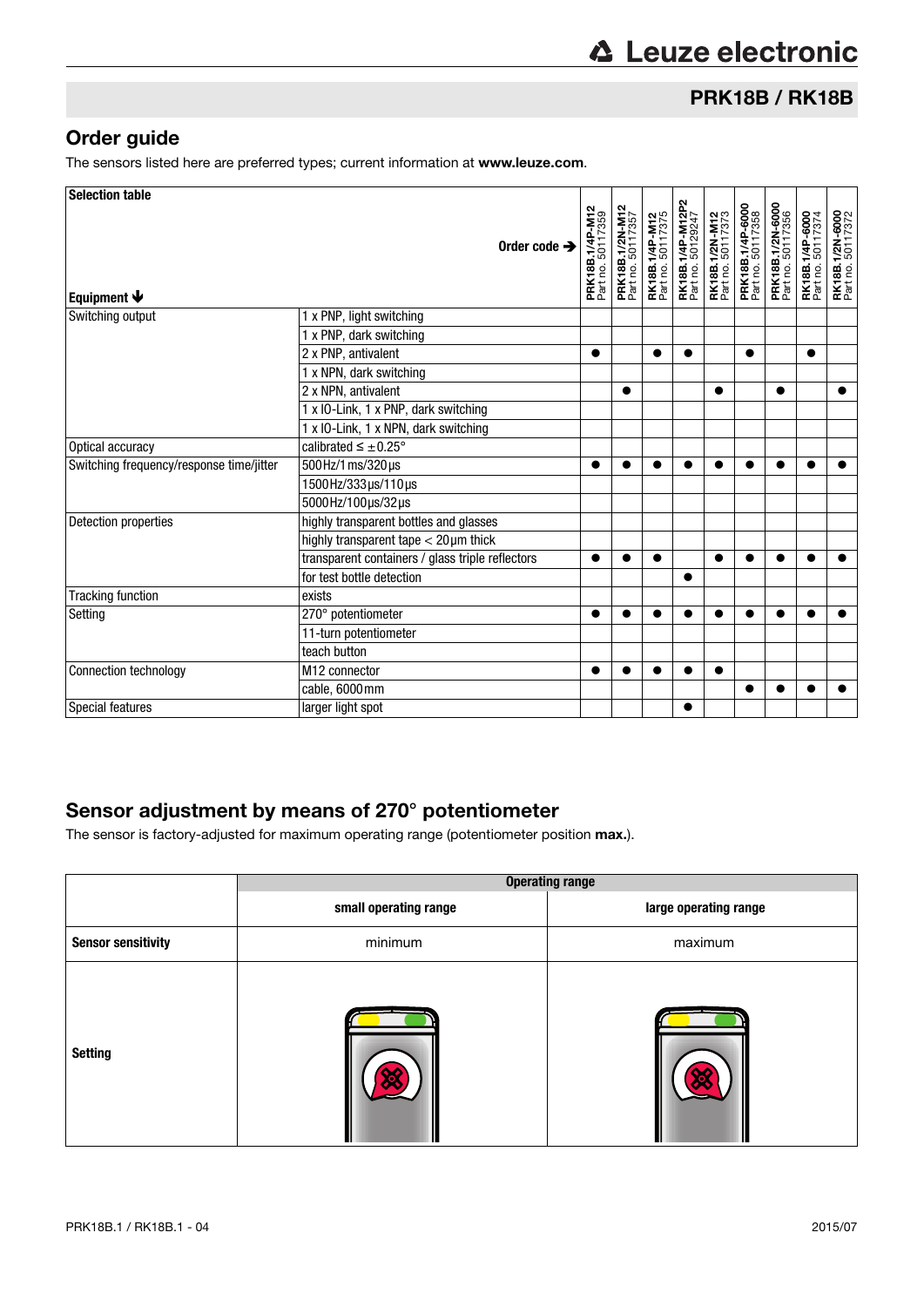## Order guide

The sensors listed here are preferred types; current information at **www.leuze.com**.

| Selection table<br>Equipment ↓ | Order code → | PRK18B.1/4P-M12<br>Part no. 50117359 | PRK18B.1/2N-M12<br>Part no. 50117357 | RK18B.1/4P-M12<br>Part no. 50117375 | RK18B.1/4P-M12P2<br>Part no. 50129247 | RK18B.1/2N-M12<br>Part no. 50117373 | PRK18B.1/4P-6000<br>Part no. 50117358 | PRK18B.1/2N-6000<br>Part no. 50117356 | RK18B.1/4P-6000<br>Part no. 50117374 | RK18B.1/2N-6000<br>Part no. 50117372 |
|---|---|---|---|---|---|---|---|---|---|---|
| Switching output | 1 x PNP, light switching | | | | | | | | | |
| | 1 x PNP, dark switching | | | | | | | | | |
| | 2 x PNP, antivalent | ● | | ● | ● | | ● | | ● | |
| | 1 x NPN, dark switching | | | | | | | | | |
| | 2 x NPN, antivalent | | ● | | | ● | | ● | | ● |
| | 1 x IO-Link, 1 x PNP, dark switching | | | | | | | | | |
| | 1 x IO-Link, 1 x NPN, dark switching | | | | | | | | | |
| Optical accuracy | calibrated ≤ ±0.25° | | | | | | | | | |
| Switching frequency/response time/jitter | 500Hz/1ms/320µs | ● | ● | ● | ● | ● | ● | ● | ● | ● |
| | 1500Hz/333µs/110µs | | | | | | | | | |
| | 5000Hz/100µs/32µs | | | | | | | | | |
| Detection properties | highly transparent bottles and glasses | | | | | | | | | |
| | highly transparent tape < 20µm thick | | | | | | | | | |
| | transparent containers / glass triple reflectors | ● | ● | ● | | ● | ● | ● | ● | ● |
| | for test bottle detection | | | | ● | | | | | |
| Tracking function | exists | | | | | | | | | |
| Setting | 270° potentiometer | ● | ● | ● | ● | ● | ● | ● | ● | ● |
| | 11-turn potentiometer | | | | | | | | | |
| | teach button | | | | | | | | | |
| Connection technology | M12 connector | ● | ● | ● | ● | ● | | | | |
| | cable, 6000mm | | | | | | ● | ● | ● | ● |
| Special features | larger light spot | | | | ● | | | | | |

## Sensor adjustment by means of 270° potentiometer

The sensor is factory-adjusted for maximum operating range (potentiometer position **max.**).

| | Operating range | |
|---|---|---|
| | **small operating range** | **large operating range** |
| **Sensor sensitivity** | minimum | maximum |
| **Setting** | | |